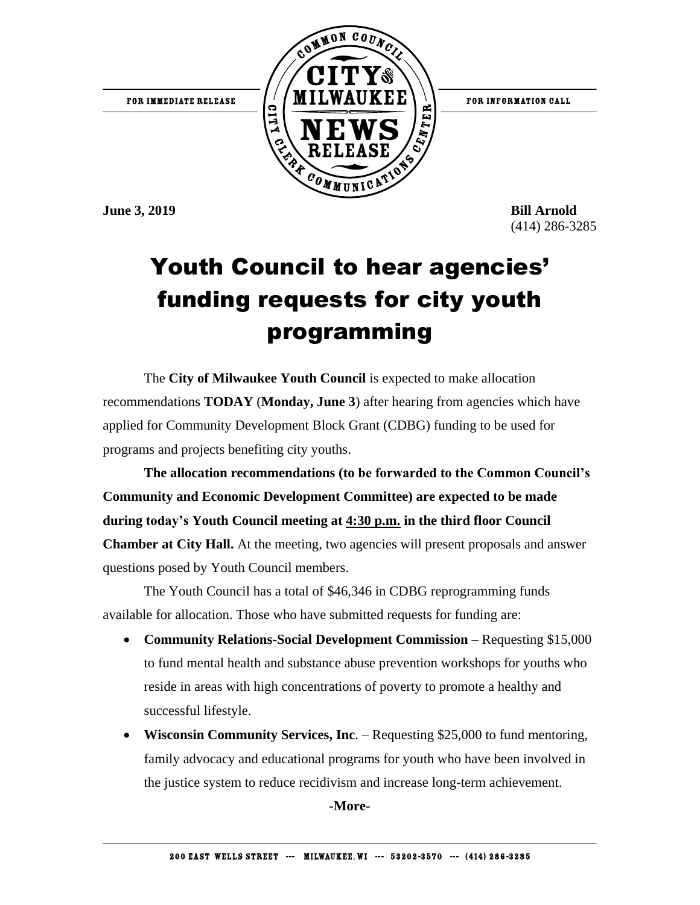FOR IMMEDIATE RELEASE

COMMON COUNCIL CITY CLERK COMMUNICATIONS CENTER — CITY OF MILWAUKEE NEWS RELEASE

FOR INFORMATION CALL

**June 3, 2019**

**Bill Arnold**
(414) 286-3285

# Youth Council to hear agencies' funding requests for city youth programming

The **City of Milwaukee Youth Council** is expected to make allocation recommendations **TODAY** (**Monday, June 3**) after hearing from agencies which have applied for Community Development Block Grant (CDBG) funding to be used for programs and projects benefiting city youths.

**The allocation recommendations (to be forwarded to the Common Council's Community and Economic Development Committee) are expected to be made during today's Youth Council meeting at 4:30 p.m. in the third floor Council Chamber at City Hall.** At the meeting, two agencies will present proposals and answer questions posed by Youth Council members.

The Youth Council has a total of $46,346 in CDBG reprogramming funds available for allocation. Those who have submitted requests for funding are:

- **Community Relations-Social Development Commission** – Requesting $15,000 to fund mental health and substance abuse prevention workshops for youths who reside in areas with high concentrations of poverty to promote a healthy and successful lifestyle.
- **Wisconsin Community Services, Inc**. – Requesting $25,000 to fund mentoring, family advocacy and educational programs for youth who have been involved in the justice system to reduce recidivism and increase long-term achievement.

**-More-**

200 EAST WELLS STREET --- MILWAUKEE, WI --- 53202-3570 --- (414) 286-3285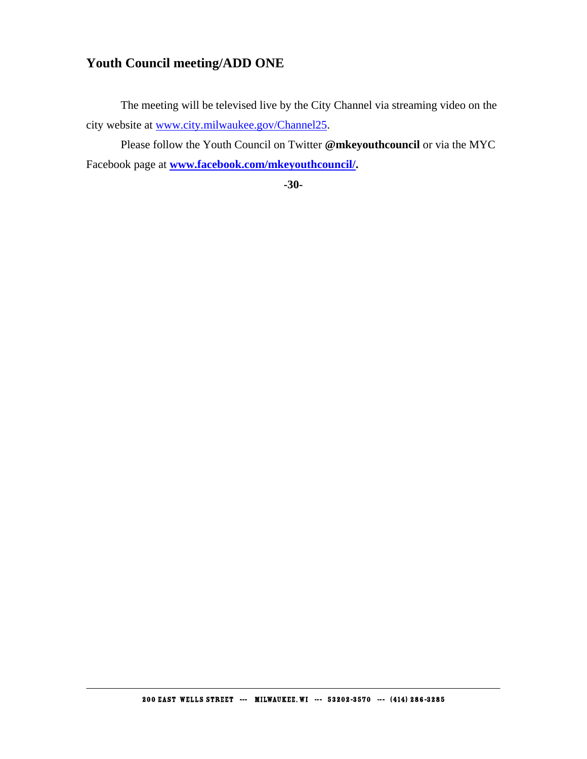## Youth Council meeting/ADD ONE

The meeting will be televised live by the City Channel via streaming video on the city website at www.city.milwaukee.gov/Channel25.

Please follow the Youth Council on Twitter **@mkeyouthcouncil** or via the MYC Facebook page at **www.facebook.com/mkeyouthcouncil/.**

**-30-**